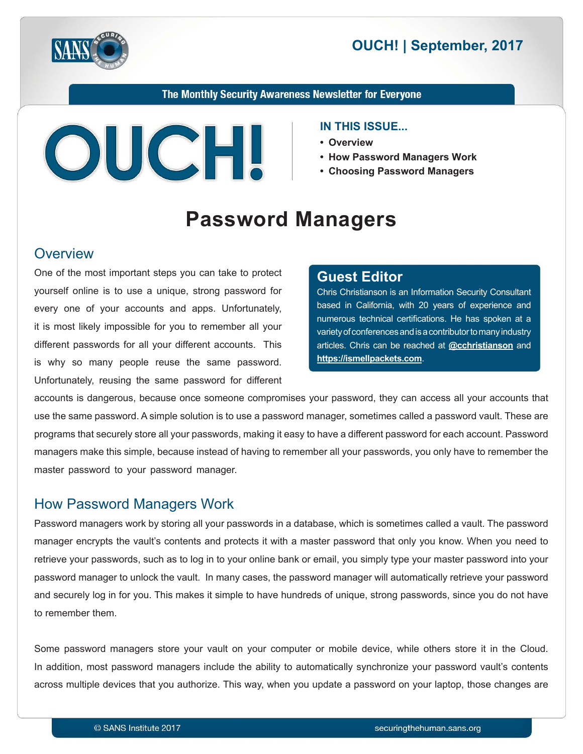# OUCH! | September, 2017

The Monthly Security Awareness Newsletter for Everyone

**IN THIS ISSUE...**

- **Overview**
- **How Password Managers Work**
- **Choosing Password Managers**

# Password Managers

## Guest Editor

Chris Christianson is an Information Security Consultant based in California, with 20 years of experience and numerous technical certifications. He has spoken at a variety of conferences and is a contributor to many industry articles. Chris can be reached at **@cchristianson** and **https://ismellpackets.com**.

## Overview

One of the most important steps you can take to protect yourself online is to use a unique, strong password for every one of your accounts and apps. Unfortunately, it is most likely impossible for you to remember all your different passwords for all your different accounts. This is why so many people reuse the same password. Unfortunately, reusing the same password for different accounts is dangerous, because once someone compromises your password, they can access all your accounts that use the same password. A simple solution is to use a password manager, sometimes called a password vault. These are programs that securely store all your passwords, making it easy to have a different password for each account. Password managers make this simple, because instead of having to remember all your passwords, you only have to remember the master password to your password manager.

## How Password Managers Work

Password managers work by storing all your passwords in a database, which is sometimes called a vault. The password manager encrypts the vault's contents and protects it with a master password that only you know. When you need to retrieve your passwords, such as to log in to your online bank or email, you simply type your master password into your password manager to unlock the vault. In many cases, the password manager will automatically retrieve your password and securely log in for you. This makes it simple to have hundreds of unique, strong passwords, since you do not have to remember them.

Some password managers store your vault on your computer or mobile device, while others store it in the Cloud. In addition, most password managers include the ability to automatically synchronize your password vault's contents across multiple devices that you authorize. This way, when you update a password on your laptop, those changes are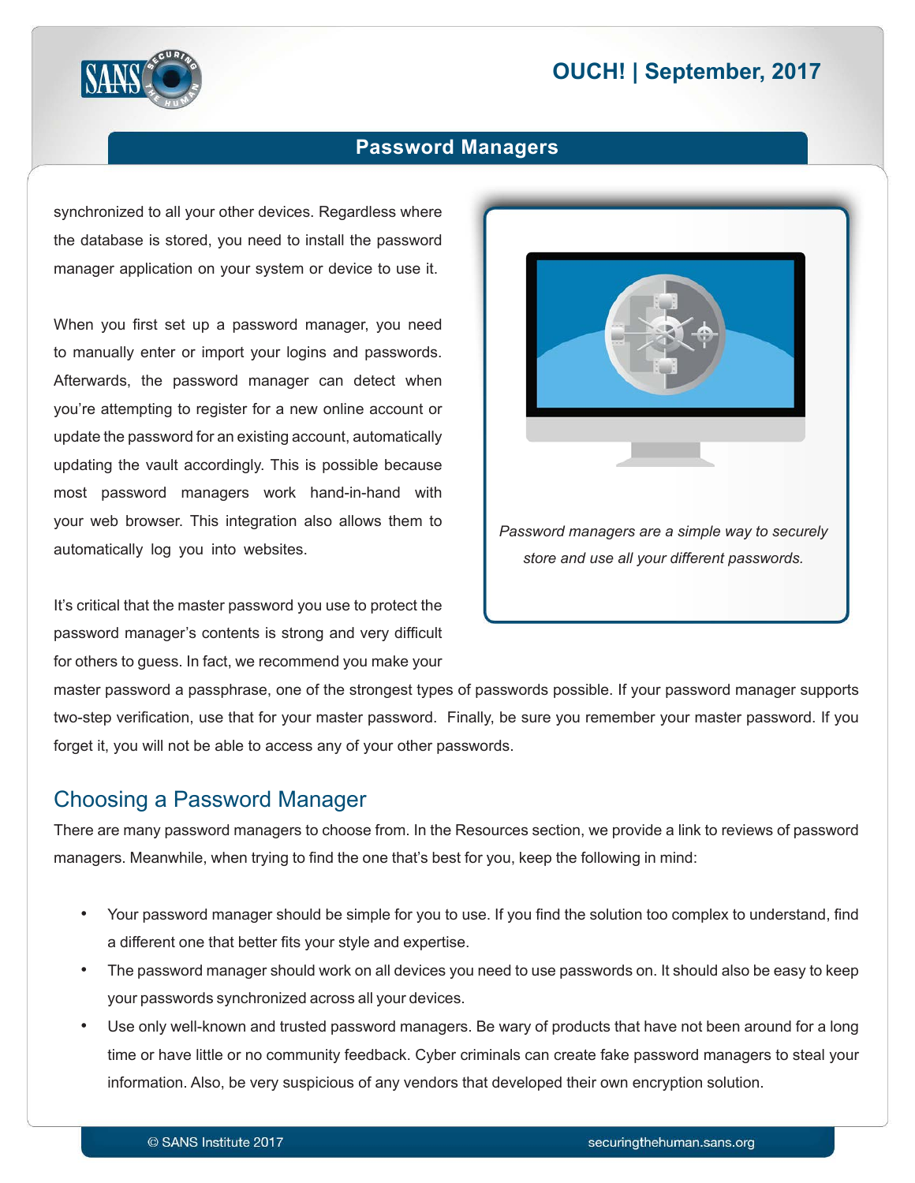synchronized to all your other devices. Regardless where the database is stored, you need to install the password manager application on your system or device to use it.

When you first set up a password manager, you need to manually enter or import your logins and passwords. Afterwards, the password manager can detect when you're attempting to register for a new online account or update the password for an existing account, automatically updating the vault accordingly. This is possible because most password managers work hand-in-hand with your web browser. This integration also allows them to automatically log you into websites.

*Password managers are a simple way to securely store and use all your different passwords.*

It's critical that the master password you use to protect the password manager's contents is strong and very difficult for others to guess. In fact, we recommend you make your master password a passphrase, one of the strongest types of passwords possible. If your password manager supports two-step verification, use that for your master password. Finally, be sure you remember your master password. If you forget it, you will not be able to access any of your other passwords.

## Choosing a Password Manager

There are many password managers to choose from. In the Resources section, we provide a link to reviews of password managers. Meanwhile, when trying to find the one that's best for you, keep the following in mind:

- Your password manager should be simple for you to use. If you find the solution too complex to understand, find a different one that better fits your style and expertise.
- The password manager should work on all devices you need to use passwords on. It should also be easy to keep your passwords synchronized across all your devices.
- Use only well-known and trusted password managers. Be wary of products that have not been around for a long time or have little or no community feedback. Cyber criminals can create fake password managers to steal your information. Also, be very suspicious of any vendors that developed their own encryption solution.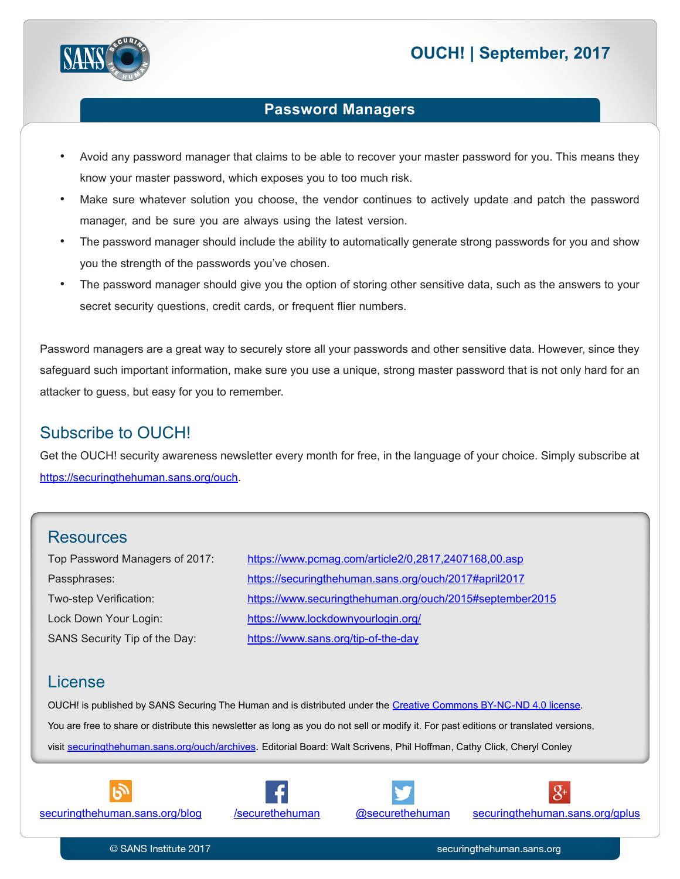- Avoid any password manager that claims to be able to recover your master password for you. This means they know your master password, which exposes you to too much risk.
- Make sure whatever solution you choose, the vendor continues to actively update and patch the password manager, and be sure you are always using the latest version.
- The password manager should include the ability to automatically generate strong passwords for you and show you the strength of the passwords you've chosen.
- The password manager should give you the option of storing other sensitive data, such as the answers to your secret security questions, credit cards, or frequent flier numbers.

Password managers are a great way to securely store all your passwords and other sensitive data. However, since they safeguard such important information, make sure you use a unique, strong master password that is not only hard for an attacker to guess, but easy for you to remember.

## Subscribe to OUCH!

Get the OUCH! security awareness newsletter every month for free, in the language of your choice. Simply subscribe at https://securingthehuman.sans.org/ouch.

## Resources

| | |
|---|---|
| Top Password Managers of 2017: | https://www.pcmag.com/article2/0,2817,2407168,00.asp |
| Passphrases: | https://securingthehuman.sans.org/ouch/2017#april2017 |
| Two-step Verification: | https://www.securingthehuman.org/ouch/2015#september2015 |
| Lock Down Your Login: | https://www.lockdownyourlogin.org/ |
| SANS Security Tip of the Day: | https://www.sans.org/tip-of-the-day |

## License

OUCH! is published by SANS Securing The Human and is distributed under the Creative Commons BY-NC-ND 4.0 license. You are free to share or distribute this newsletter as long as you do not sell or modify it. For past editions or translated versions, visit securingthehuman.sans.org/ouch/archives. Editorial Board: Walt Scrivens, Phil Hoffman, Cathy Click, Cheryl Conley

securingthehuman.sans.org/blog | /securethehuman | @securethehuman | securingthehuman.sans.org/gplus